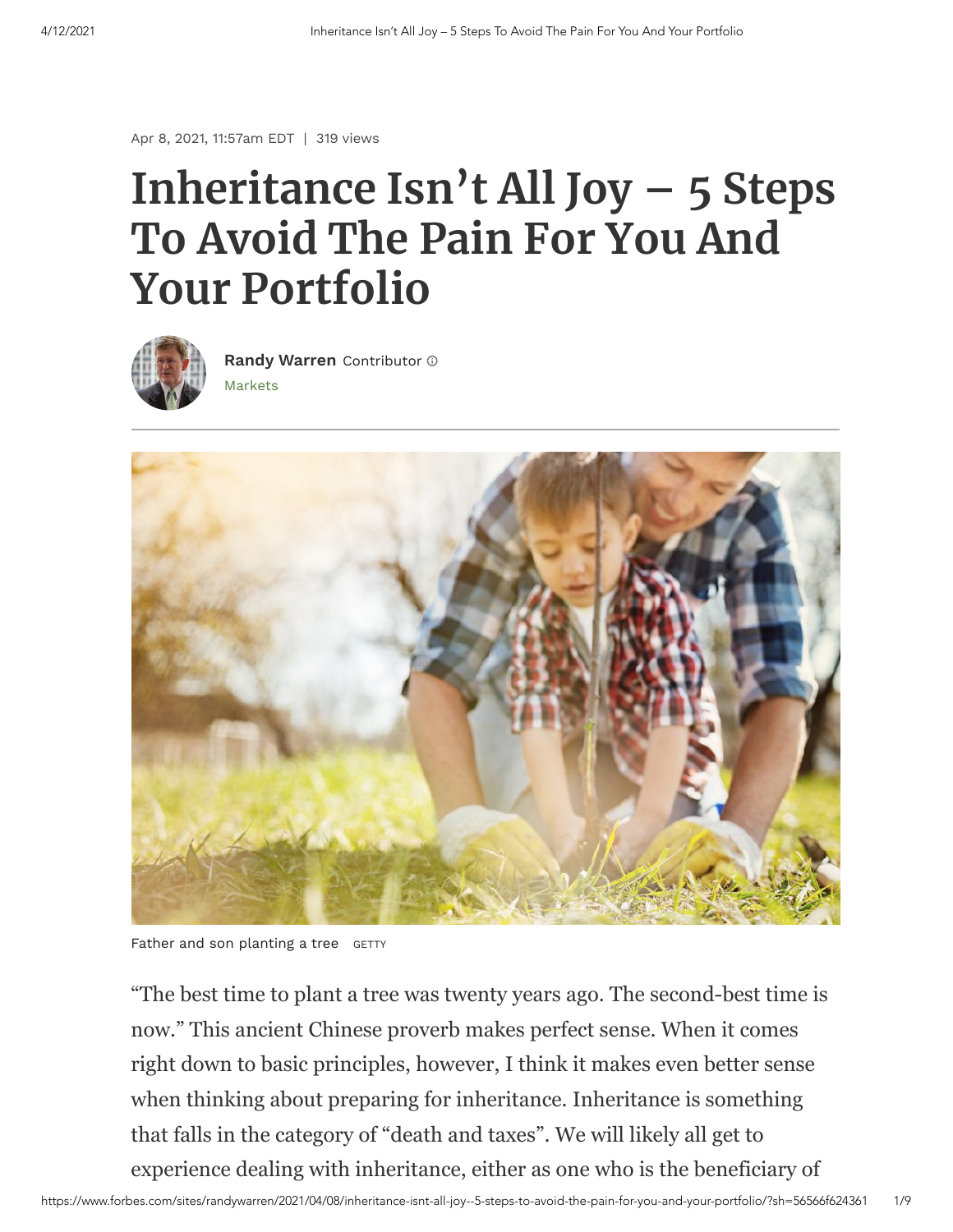Apr 8, 2021, 11:57am EDT | 319 views

# Inheritance Isn't All Joy – 5 Steps To Avoid The Pain For You And Your Portfolio

**Randy Warren** Contributor

Markets

Father and son planting a tree GETTY

"The best time to plant a tree was twenty years ago. The second-best time is now." This ancient Chinese proverb makes perfect sense. When it comes right down to basic principles, however, I think it makes even better sense when thinking about preparing for inheritance. Inheritance is something that falls in the category of "death and taxes". We will likely all get to experience dealing with inheritance, either as one who is the beneficiary of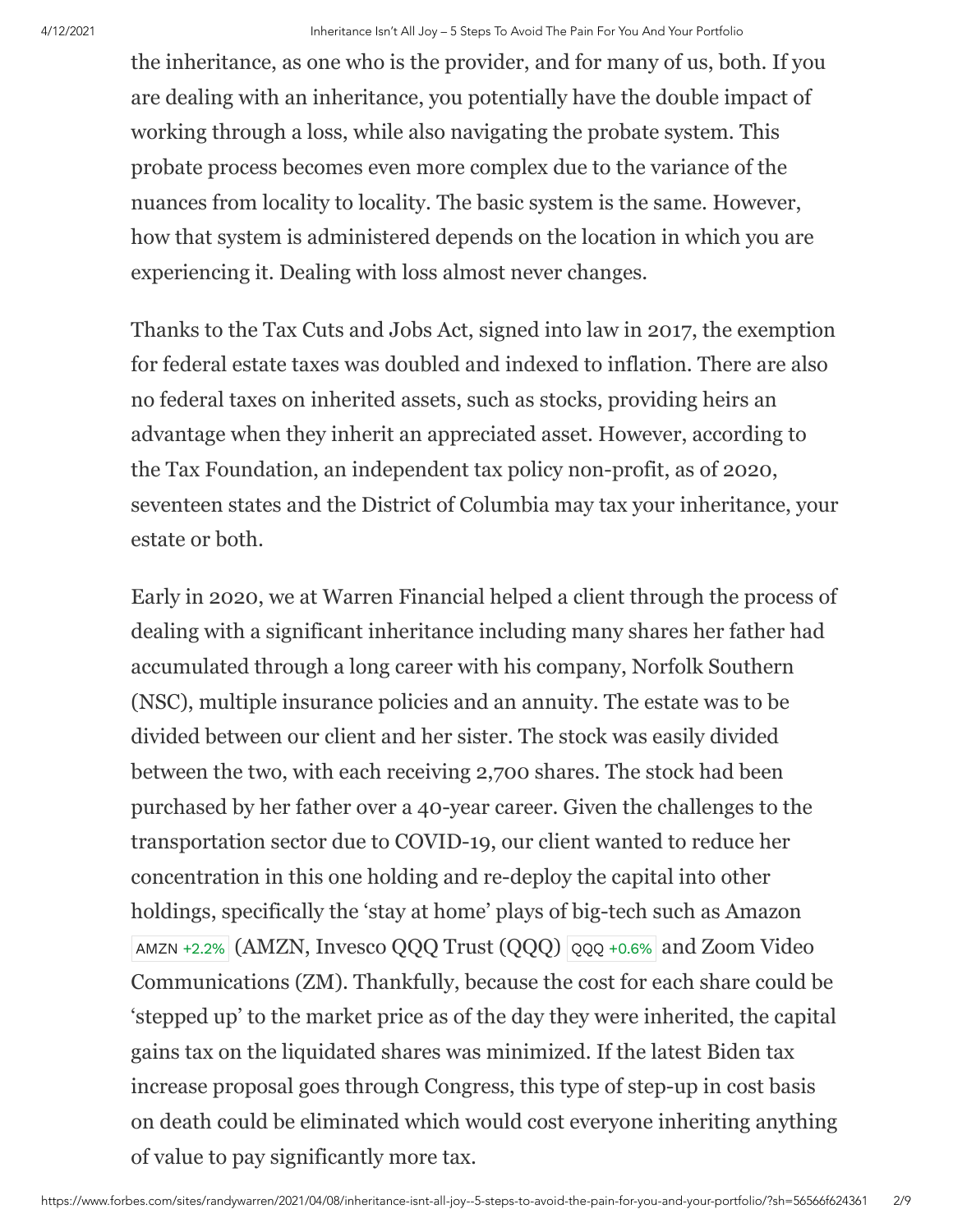the inheritance, as one who is the provider, and for many of us, both. If you are dealing with an inheritance, you potentially have the double impact of working through a loss, while also navigating the probate system. This probate process becomes even more complex due to the variance of the nuances from locality to locality. The basic system is the same. However, how that system is administered depends on the location in which you are experiencing it. Dealing with loss almost never changes.

Thanks to the Tax Cuts and Jobs Act, signed into law in 2017, the exemption for federal estate taxes was doubled and indexed to inflation. There are also no federal taxes on inherited assets, such as stocks, providing heirs an advantage when they inherit an appreciated asset. However, according to the Tax Foundation, an independent tax policy non-profit, as of 2020, seventeen states and the District of Columbia may tax your inheritance, your estate or both.

Early in 2020, we at Warren Financial helped a client through the process of dealing with a significant inheritance including many shares her father had accumulated through a long career with his company, Norfolk Southern (NSC), multiple insurance policies and an annuity. The estate was to be divided between our client and her sister. The stock was easily divided between the two, with each receiving 2,700 shares. The stock had been purchased by her father over a 40-year career. Given the challenges to the transportation sector due to COVID-19, our client wanted to reduce her concentration in this one holding and re-deploy the capital into other holdings, specifically the 'stay at home' plays of big-tech such as Amazon AMZN +2.2% (AMZN, Invesco QQQ Trust (QQQ) QQQ +0.6% and Zoom Video Communications (ZM). Thankfully, because the cost for each share could be 'stepped up' to the market price as of the day they were inherited, the capital gains tax on the liquidated shares was minimized. If the latest Biden tax increase proposal goes through Congress, this type of step-up in cost basis on death could be eliminated which would cost everyone inheriting anything of value to pay significantly more tax.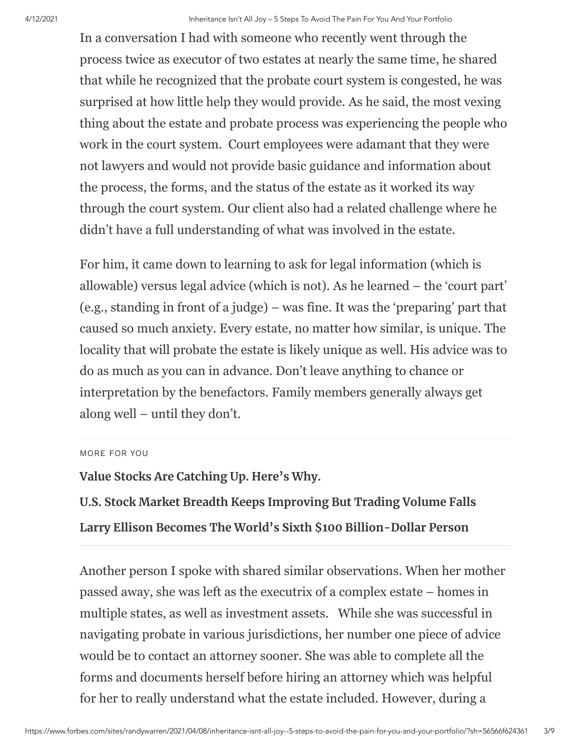In a conversation I had with someone who recently went through the process twice as executor of two estates at nearly the same time, he shared that while he recognized that the probate court system is congested, he was surprised at how little help they would provide. As he said, the most vexing thing about the estate and probate process was experiencing the people who work in the court system.  Court employees were adamant that they were not lawyers and would not provide basic guidance and information about the process, the forms, and the status of the estate as it worked its way through the court system. Our client also had a related challenge where he didn't have a full understanding of what was involved in the estate.

For him, it came down to learning to ask for legal information (which is allowable) versus legal advice (which is not). As he learned – the 'court part' (e.g., standing in front of a judge) – was fine. It was the 'preparing' part that caused so much anxiety. Every estate, no matter how similar, is unique. The locality that will probate the estate is likely unique as well. His advice was to do as much as you can in advance. Don't leave anything to chance or interpretation by the benefactors. Family members generally always get along well – until they don't.

MORE FOR YOU

**Value Stocks Are Catching Up. Here's Why.**

**U.S. Stock Market Breadth Keeps Improving But Trading Volume Falls**

**Larry Ellison Becomes The World's Sixth $100 Billion-Dollar Person**

Another person I spoke with shared similar observations. When her mother passed away, she was left as the executrix of a complex estate – homes in multiple states, as well as investment assets.   While she was successful in navigating probate in various jurisdictions, her number one piece of advice would be to contact an attorney sooner. She was able to complete all the forms and documents herself before hiring an attorney which was helpful for her to really understand what the estate included. However, during a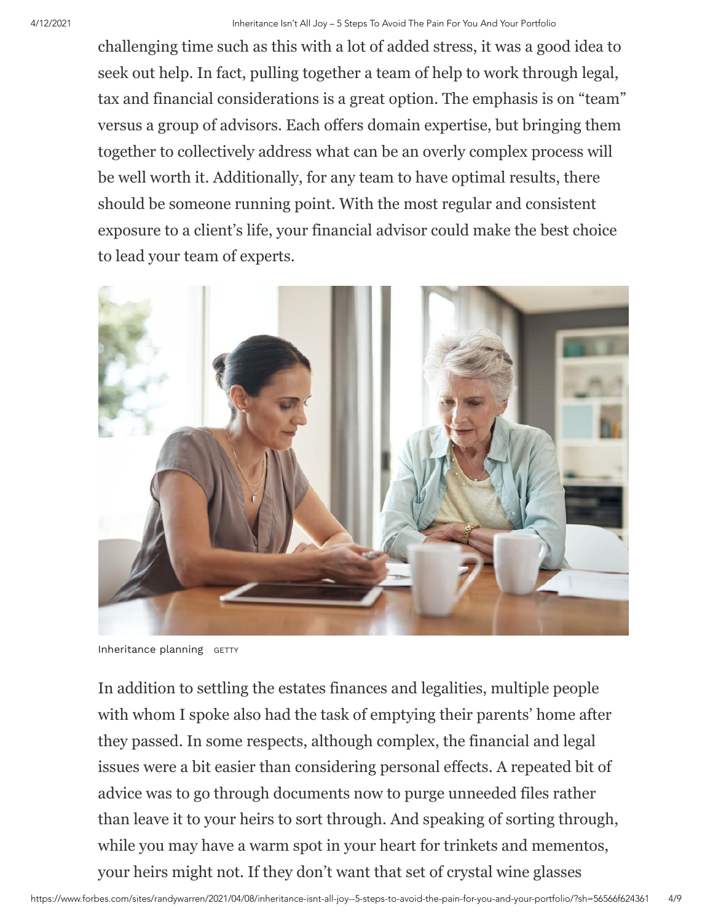challenging time such as this with a lot of added stress, it was a good idea to seek out help. In fact, pulling together a team of help to work through legal, tax and financial considerations is a great option. The emphasis is on "team" versus a group of advisors. Each offers domain expertise, but bringing them together to collectively address what can be an overly complex process will be well worth it. Additionally, for any team to have optimal results, there should be someone running point. With the most regular and consistent exposure to a client's life, your financial advisor could make the best choice to lead your team of experts.

Inheritance planning GETTY

In addition to settling the estates finances and legalities, multiple people with whom I spoke also had the task of emptying their parents' home after they passed. In some respects, although complex, the financial and legal issues were a bit easier than considering personal effects. A repeated bit of advice was to go through documents now to purge unneeded files rather than leave it to your heirs to sort through. And speaking of sorting through, while you may have a warm spot in your heart for trinkets and mementos, your heirs might not. If they don't want that set of crystal wine glasses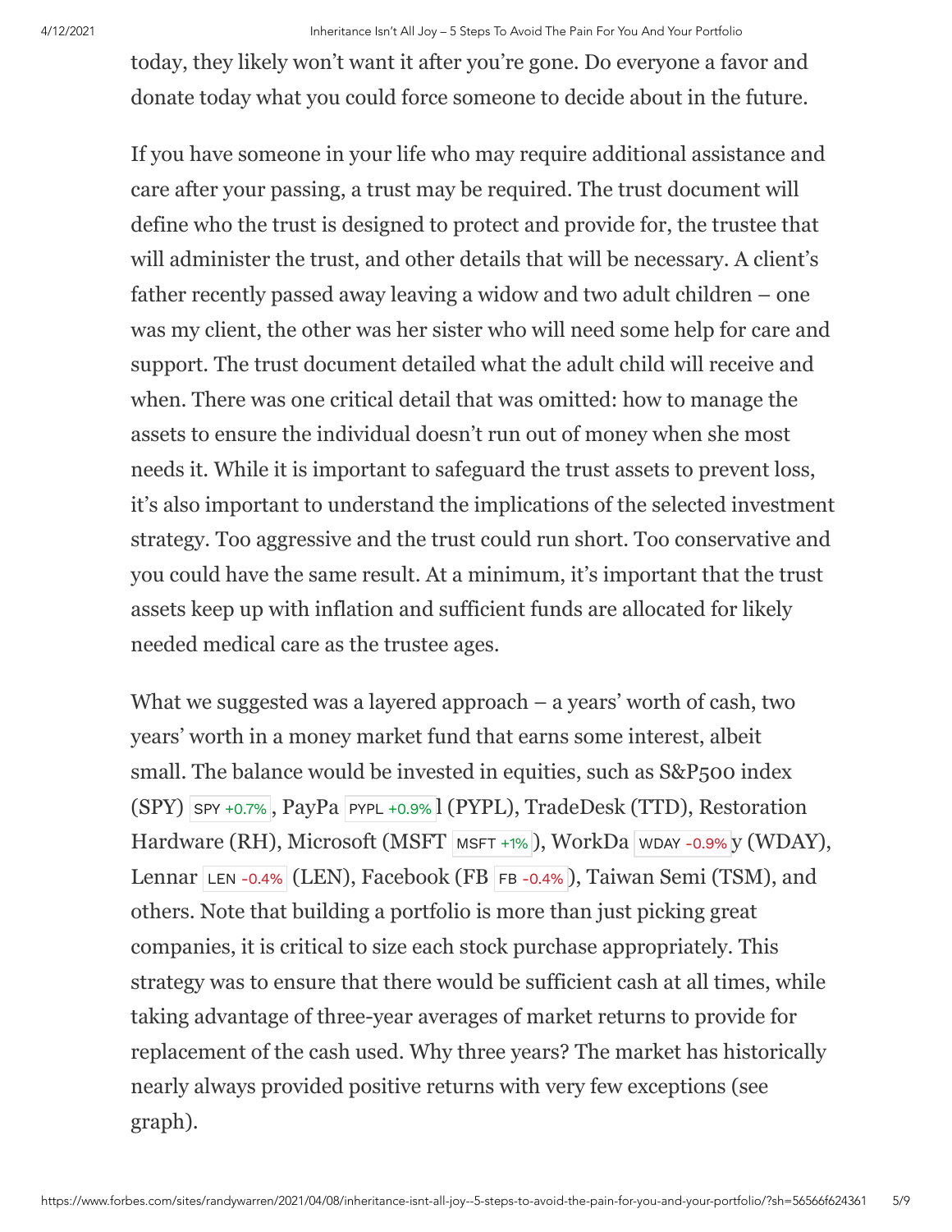today, they likely won't want it after you're gone. Do everyone a favor and donate today what you could force someone to decide about in the future.

If you have someone in your life who may require additional assistance and care after your passing, a trust may be required. The trust document will define who the trust is designed to protect and provide for, the trustee that will administer the trust, and other details that will be necessary. A client's father recently passed away leaving a widow and two adult children – one was my client, the other was her sister who will need some help for care and support. The trust document detailed what the adult child will receive and when. There was one critical detail that was omitted: how to manage the assets to ensure the individual doesn't run out of money when she most needs it. While it is important to safeguard the trust assets to prevent loss, it's also important to understand the implications of the selected investment strategy. Too aggressive and the trust could run short. Too conservative and you could have the same result. At a minimum, it's important that the trust assets keep up with inflation and sufficient funds are allocated for likely needed medical care as the trustee ages.

What we suggested was a layered approach – a years' worth of cash, two years' worth in a money market fund that earns some interest, albeit small. The balance would be invested in equities, such as S&P500 index (SPY), PayPal (PYPL), TradeDesk (TTD), Restoration Hardware (RH), Microsoft (MSFT), WorkDay (WDAY), Lennar (LEN), Facebook (FB), Taiwan Semi (TSM), and others. Note that building a portfolio is more than just picking great companies, it is critical to size each stock purchase appropriately. This strategy was to ensure that there would be sufficient cash at all times, while taking advantage of three-year averages of market returns to provide for replacement of the cash used. Why three years? The market has historically nearly always provided positive returns with very few exceptions (see graph).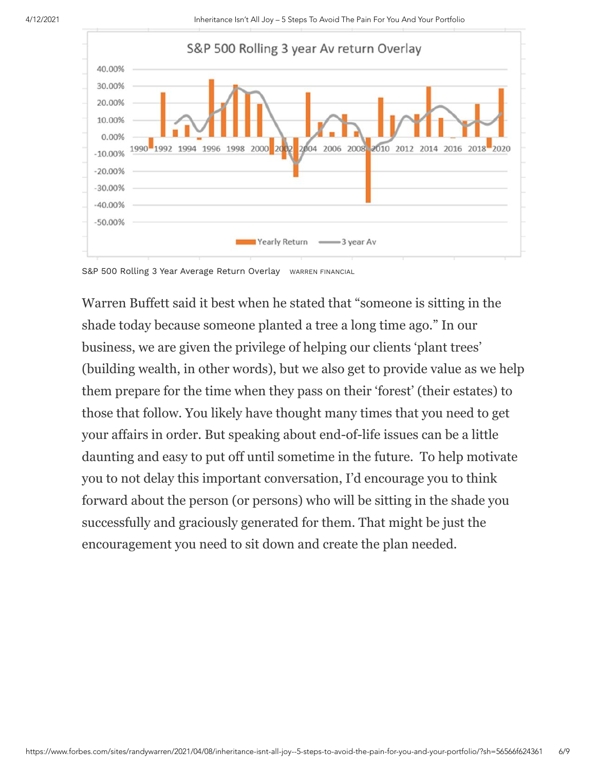S&P 500 Rolling 3 Year Average Return Overlay WARREN FINANCIAL

Warren Buffett said it best when he stated that "someone is sitting in the shade today because someone planted a tree a long time ago." In our business, we are given the privilege of helping our clients 'plant trees' (building wealth, in other words), but we also get to provide value as we help them prepare for the time when they pass on their 'forest' (their estates) to those that follow. You likely have thought many times that you need to get your affairs in order. But speaking about end-of-life issues can be a little daunting and easy to put off until sometime in the future. To help motivate you to not delay this important conversation, I'd encourage you to think forward about the person (or persons) who will be sitting in the shade you successfully and graciously generated for them. That might be just the encouragement you need to sit down and create the plan needed.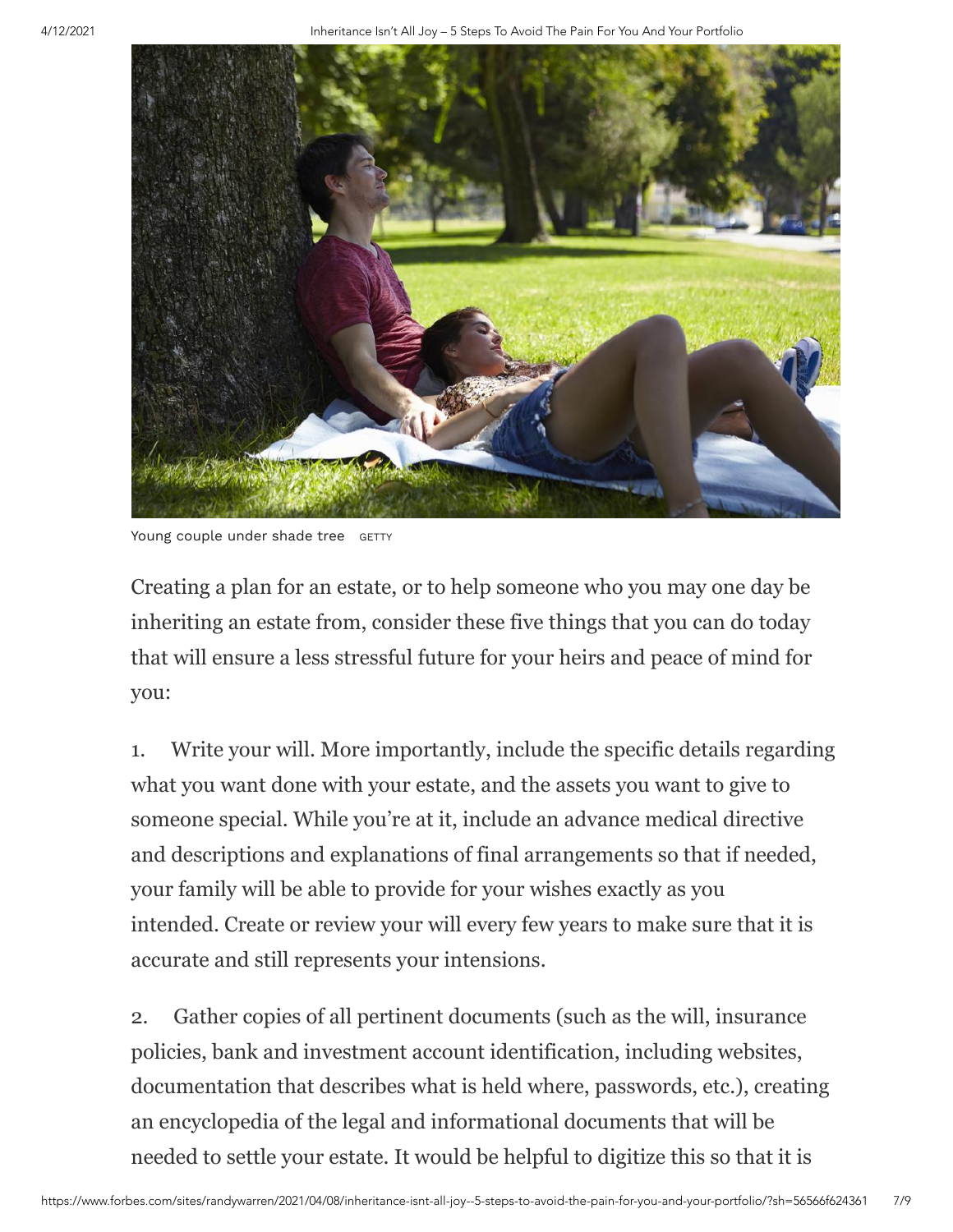Young couple under shade tree GETTY

Creating a plan for an estate, or to help someone who you may one day be inheriting an estate from, consider these five things that you can do today that will ensure a less stressful future for your heirs and peace of mind for you:

1. Write your will. More importantly, include the specific details regarding what you want done with your estate, and the assets you want to give to someone special. While you're at it, include an advance medical directive and descriptions and explanations of final arrangements so that if needed, your family will be able to provide for your wishes exactly as you intended. Create or review your will every few years to make sure that it is accurate and still represents your intensions.

2. Gather copies of all pertinent documents (such as the will, insurance policies, bank and investment account identification, including websites, documentation that describes what is held where, passwords, etc.), creating an encyclopedia of the legal and informational documents that will be needed to settle your estate. It would be helpful to digitize this so that it is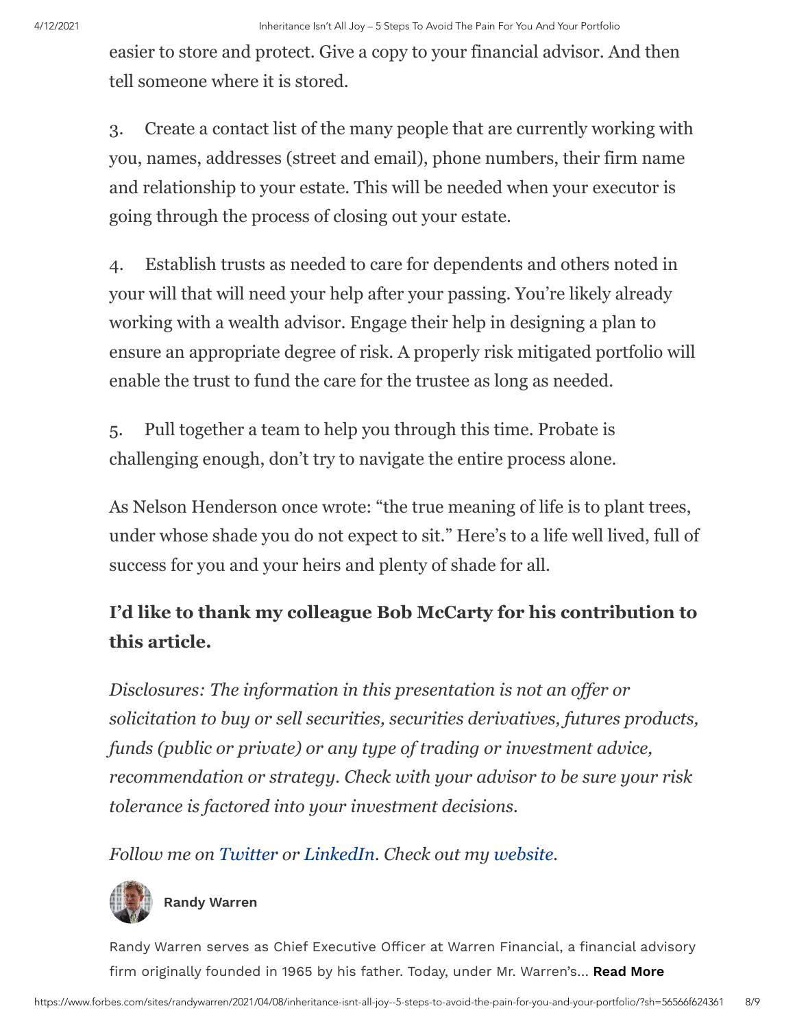easier to store and protect. Give a copy to your financial advisor. And then tell someone where it is stored.

3. Create a contact list of the many people that are currently working with you, names, addresses (street and email), phone numbers, their firm name and relationship to your estate. This will be needed when your executor is going through the process of closing out your estate.

4. Establish trusts as needed to care for dependents and others noted in your will that will need your help after your passing. You're likely already working with a wealth advisor. Engage their help in designing a plan to ensure an appropriate degree of risk. A properly risk mitigated portfolio will enable the trust to fund the care for the trustee as long as needed.

5. Pull together a team to help you through this time. Probate is challenging enough, don't try to navigate the entire process alone.

As Nelson Henderson once wrote: "the true meaning of life is to plant trees, under whose shade you do not expect to sit." Here's to a life well lived, full of success for you and your heirs and plenty of shade for all.

**I'd like to thank my colleague Bob McCarty for his contribution to this article.**

*Disclosures: The information in this presentation is not an offer or solicitation to buy or sell securities, securities derivatives, futures products, funds (public or private) or any type of trading or investment advice, recommendation or strategy. Check with your advisor to be sure your risk tolerance is factored into your investment decisions.*

*Follow me on Twitter or LinkedIn. Check out my website.*

**Randy Warren**

Randy Warren serves as Chief Executive Officer at Warren Financial, a financial advisory firm originally founded in 1965 by his father. Today, under Mr. Warren's... **Read More**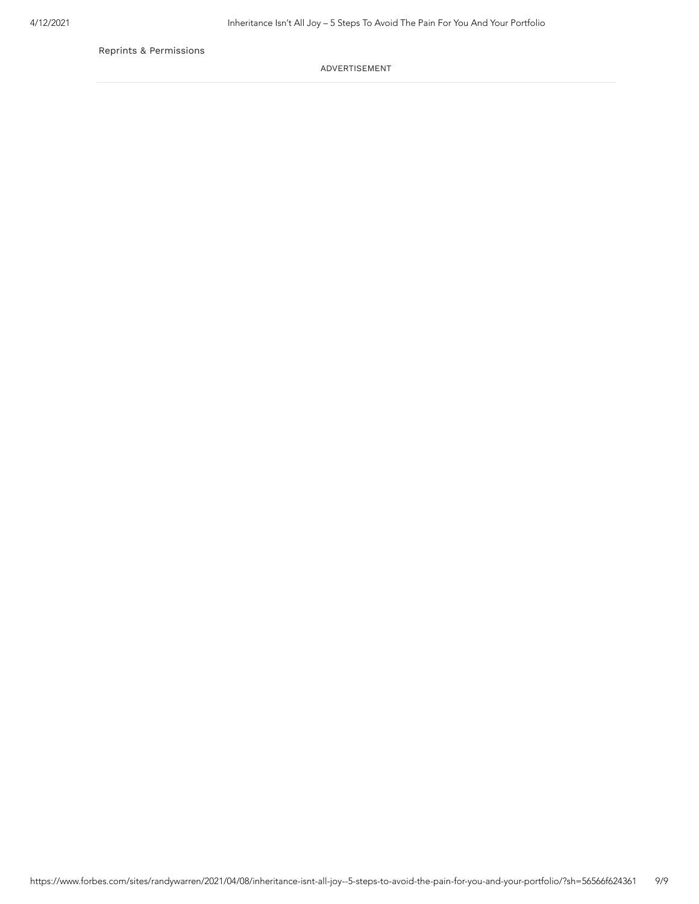Reprints & Permissions

ADVERTISEMENT